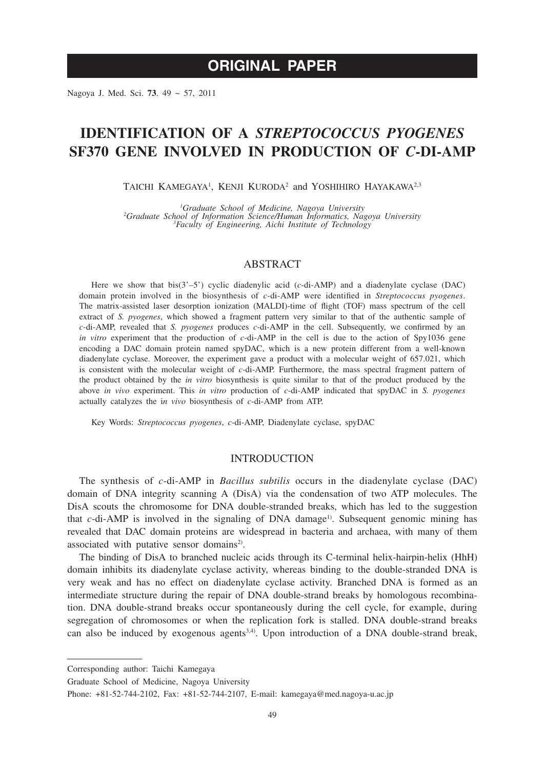ORIGINAL PAPER

# IDENTIFICATION OF A *STREPTOCOCCUS PYOGENES* SF370 GENE INVOLVED IN PRODUCTION OF *C*-DI-AMP

Taichi Kamegaya[1], Kenji Kuroda[2] and Yoshihiro Hayakawa[2,3]

[1]*Graduate School of Medicine, Nagoya University*
[2]*Graduate School of Information Science/Human Informatics, Nagoya University*
[3]*Faculty of Engineering, Aichi Institute of Technology*

## ABSTRACT

Here we show that bis(3'–5') cyclic diadenylic acid (*c*-di-AMP) and a diadenylate cyclase (DAC) domain protein involved in the biosynthesis of *c*-di-AMP were identified in *Streptococcus pyogenes*. The matrix-assisted laser desorption ionization (MALDI)-time of flight (TOF) mass spectrum of the cell extract of *S. pyogenes*, which showed a fragment pattern very similar to that of the authentic sample of *c*-di-AMP, revealed that *S. pyogenes* produces *c*-di-AMP in the cell. Subsequently, we confirmed by an *in vitro* experiment that the production of *c*-di-AMP in the cell is due to the action of Spy1036 gene encoding a DAC domain protein named spyDAC, which is a new protein different from a well-known diadenylate cyclase. Moreover, the experiment gave a product with a molecular weight of 657.021, which is consistent with the molecular weight of *c*-di-AMP. Furthermore, the mass spectral fragment pattern of the product obtained by the *in vitro* biosynthesis is quite similar to that of the product produced by the above *in vivo* experiment. This *in vitro* production of *c*-di-AMP indicated that spyDAC in *S. pyogenes* actually catalyzes the i*n vivo* biosynthesis of *c*-di-AMP from ATP.

Key Words: *Streptococcus pyogenes*, *c*-di-AMP, Diadenylate cyclase, spyDAC

## INTRODUCTION

The synthesis of *c*-di-AMP in *Bacillus subtilis* occurs in the diadenylate cyclase (DAC) domain of DNA integrity scanning A (DisA) via the condensation of two ATP molecules. The DisA scouts the chromosome for DNA double-stranded breaks, which has led to the suggestion that *c*-di-AMP is involved in the signaling of DNA damage[1]. Subsequent genomic mining has revealed that DAC domain proteins are widespread in bacteria and archaea, with many of them associated with putative sensor domains[2].

The binding of DisA to branched nucleic acids through its C-terminal helix-hairpin-helix (HhH) domain inhibits its diadenylate cyclase activity, whereas binding to the double-stranded DNA is very weak and has no effect on diadenylate cyclase activity. Branched DNA is formed as an intermediate structure during the repair of DNA double-strand breaks by homologous recombination. DNA double-strand breaks occur spontaneously during the cell cycle, for example, during segregation of chromosomes or when the replication fork is stalled. DNA double-strand breaks can also be induced by exogenous agents[3,4]. Upon introduction of a DNA double-strand break,

Corresponding author: Taichi Kamegaya

Graduate School of Medicine, Nagoya University

Phone: +81-52-744-2102, Fax: +81-52-744-2107, E-mail: kamegaya@med.nagoya-u.ac.jp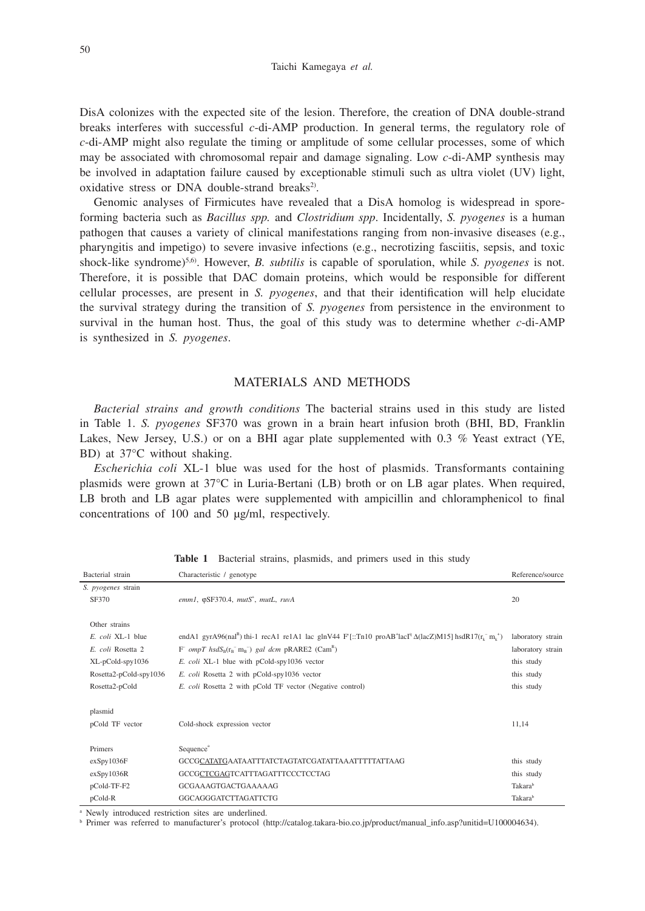DisA colonizes with the expected site of the lesion. Therefore, the creation of DNA double-strand breaks interferes with successful *c*-di-AMP production. In general terms, the regulatory role of *c*-di-AMP might also regulate the timing or amplitude of some cellular processes, some of which may be associated with chromosomal repair and damage signaling. Low *c*-di-AMP synthesis may be involved in adaptation failure caused by exceptionable stimuli such as ultra violet (UV) light, oxidative stress or DNA double-strand breaks[2].

Genomic analyses of Firmicutes have revealed that a DisA homolog is widespread in spore-forming bacteria such as *Bacillus spp.* and *Clostridium spp*. Incidentally, *S. pyogenes* is a human pathogen that causes a variety of clinical manifestations ranging from non-invasive diseases (e.g., pharyngitis and impetigo) to severe invasive infections (e.g., necrotizing fasciitis, sepsis, and toxic shock-like syndrome)[5,6]. However, *B. subtilis* is capable of sporulation, while *S. pyogenes* is not. Therefore, it is possible that DAC domain proteins, which would be responsible for different cellular processes, are present in *S. pyogenes*, and that their identification will help elucidate the survival strategy during the transition of *S. pyogenes* from persistence in the environment to survival in the human host. Thus, the goal of this study was to determine whether *c*-di-AMP is synthesized in *S. pyogenes*.

## MATERIALS AND METHODS

*Bacterial strains and growth conditions* The bacterial strains used in this study are listed in Table 1. *S. pyogenes* SF370 was grown in a brain heart infusion broth (BHI, BD, Franklin Lakes, New Jersey, U.S.) or on a BHI agar plate supplemented with 0.3 % Yeast extract (YE, BD) at 37°C without shaking.

*Escherichia coli* XL-1 blue was used for the host of plasmids. Transformants containing plasmids were grown at 37°C in Luria-Bertani (LB) broth or on LB agar plates. When required, LB broth and LB agar plates were supplemented with ampicillin and chloramphenicol to final concentrations of 100 and 50 μg/ml, respectively.

**Table 1** Bacterial strains, plasmids, and primers used in this study

| Bacterial strain | Characteristic / genotype | Reference/source |
|---|---|---|
| *S. pyogenes* strain | | |
| SF370 | *emm1*, φSF370.4, *mutS*', *mutL*, *ruvA* | 20 |
| Other strains | | |
| *E. coli* XL-1 blue | endA1 gyrA96(nal$^R$) thi-1 recA1 re1A1 lac glnV44 F'[::Tn10 proAB$^+$lacI$^q$ Δ(lacZ)M15] hsdR17($r_k^-$ $m_k^+$) | laboratory strain |
| *E. coli* Rosetta 2 | F$^-$ *ompT hsdS*$_B$($r_B^-$ $m_B^-$) *gal dcm* pRARE2 (Cam$^R$) | laboratory strain |
| XL-pCold-spy1036 | *E. coli* XL-1 blue with pCold-spy1036 vector | this study |
| Rosetta2-pCold-spy1036 | *E. coli* Rosetta 2 with pCold-spy1036 vector | this study |
| Rosetta2-pCold | *E. coli* Rosetta 2 with pCold TF vector (Negative control) | this study |
| plasmid | | |
| pCold TF vector | Cold-shock expression vector | 11,14 |
| Primers | Sequence[a] | |
| exSpy1036F | GCCGCATATGAATAATTTATCTAGTATCGATATTAAATTTTTATTAAG | this study |
| exSpy1036R | GCCGCTCGAGTCATTTAGATTTCCCTCCTAG | this study |
| pCold-TF-F2 | GCGAAAGTGACTGAAAAAG | Takara[b] |
| pCold-R | GGCAGGGATCTTAGATTCTG | Takara[b] |

[a] Newly introduced restriction sites are underlined.

[b] Primer was referred to manufacturer's protocol (http://catalog.takara-bio.co.jp/product/manual_info.asp?unitid=U100004634).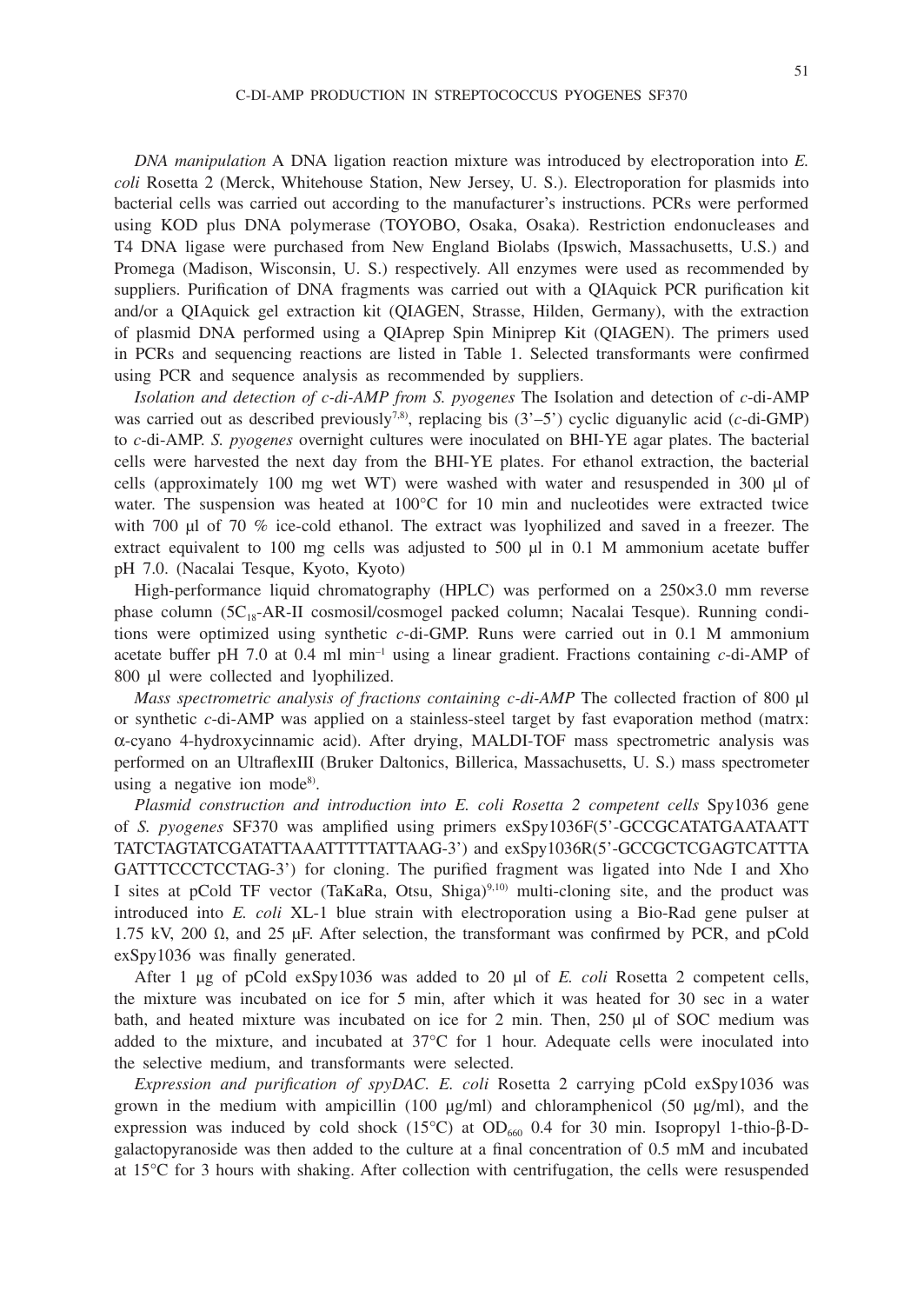*DNA manipulation* A DNA ligation reaction mixture was introduced by electroporation into *E. coli* Rosetta 2 (Merck, Whitehouse Station, New Jersey, U. S.). Electroporation for plasmids into bacterial cells was carried out according to the manufacturer's instructions. PCRs were performed using KOD plus DNA polymerase (TOYOBO, Osaka, Osaka). Restriction endonucleases and T4 DNA ligase were purchased from New England Biolabs (Ipswich, Massachusetts, U.S.) and Promega (Madison, Wisconsin, U. S.) respectively. All enzymes were used as recommended by suppliers. Purification of DNA fragments was carried out with a QIAquick PCR purification kit and/or a QIAquick gel extraction kit (QIAGEN, Strasse, Hilden, Germany), with the extraction of plasmid DNA performed using a QIAprep Spin Miniprep Kit (QIAGEN). The primers used in PCRs and sequencing reactions are listed in Table 1. Selected transformants were confirmed using PCR and sequence analysis as recommended by suppliers.

*Isolation and detection of c-di-AMP from S. pyogenes* The Isolation and detection of *c*-di-AMP was carried out as described previously[7,8], replacing bis (3'–5') cyclic diguanylic acid (*c*-di-GMP) to *c*-di-AMP. *S. pyogenes* overnight cultures were inoculated on BHI-YE agar plates. The bacterial cells were harvested the next day from the BHI-YE plates. For ethanol extraction, the bacterial cells (approximately 100 mg wet WT) were washed with water and resuspended in 300 µl of water. The suspension was heated at 100°C for 10 min and nucleotides were extracted twice with 700 µl of 70 % ice-cold ethanol. The extract was lyophilized and saved in a freezer. The extract equivalent to 100 mg cells was adjusted to 500 µl in 0.1 M ammonium acetate buffer pH 7.0. (Nacalai Tesque, Kyoto, Kyoto)

High-performance liquid chromatography (HPLC) was performed on a 250×3.0 mm reverse phase column ($5C_{18}$-AR-II cosmosil/cosmogel packed column; Nacalai Tesque). Running conditions were optimized using synthetic *c*-di-GMP. Runs were carried out in 0.1 M ammonium acetate buffer pH 7.0 at 0.4 ml $min^{-1}$ using a linear gradient. Fractions containing *c*-di-AMP of 800 µl were collected and lyophilized.

*Mass spectrometric analysis of fractions containing c-di-AMP* The collected fraction of 800 µl or synthetic *c*-di-AMP was applied on a stainless-steel target by fast evaporation method (matrx: α-cyano 4-hydroxycinnamic acid). After drying, MALDI-TOF mass spectrometric analysis was performed on an UltraflexIII (Bruker Daltonics, Billerica, Massachusetts, U. S.) mass spectrometer using a negative ion mode[8].

*Plasmid construction and introduction into E. coli Rosetta 2 competent cells* Spy1036 gene of *S. pyogenes* SF370 was amplified using primers exSpy1036F(5'-GCCGCATATGAATAATT TATCTAGTATCGATATTAAATTTTTATTAAG-3') and exSpy1036R(5'-GCCGCTCGAGTCATTTA GATTTCCCTCCTAG-3') for cloning. The purified fragment was ligated into Nde I and Xho I sites at pCold TF vector (TaKaRa, Otsu, Shiga)[9,10] multi-cloning site, and the product was introduced into *E. coli* XL-1 blue strain with electroporation using a Bio-Rad gene pulser at 1.75 kV, 200 Ω, and 25 µF. After selection, the transformant was confirmed by PCR, and pCold exSpy1036 was finally generated.

After 1 µg of pCold exSpy1036 was added to 20 µl of *E. coli* Rosetta 2 competent cells, the mixture was incubated on ice for 5 min, after which it was heated for 30 sec in a water bath, and heated mixture was incubated on ice for 2 min. Then, 250 µl of SOC medium was added to the mixture, and incubated at 37°C for 1 hour. Adequate cells were inoculated into the selective medium, and transformants were selected.

*Expression and purification of spyDAC. E. coli* Rosetta 2 carrying pCold exSpy1036 was grown in the medium with ampicillin (100 µg/ml) and chloramphenicol (50 µg/ml), and the expression was induced by cold shock (15°C) at $OD_{660}$ 0.4 for 30 min. Isopropyl 1-thio-β-D-galactopyranoside was then added to the culture at a final concentration of 0.5 mM and incubated at 15°C for 3 hours with shaking. After collection with centrifugation, the cells were resuspended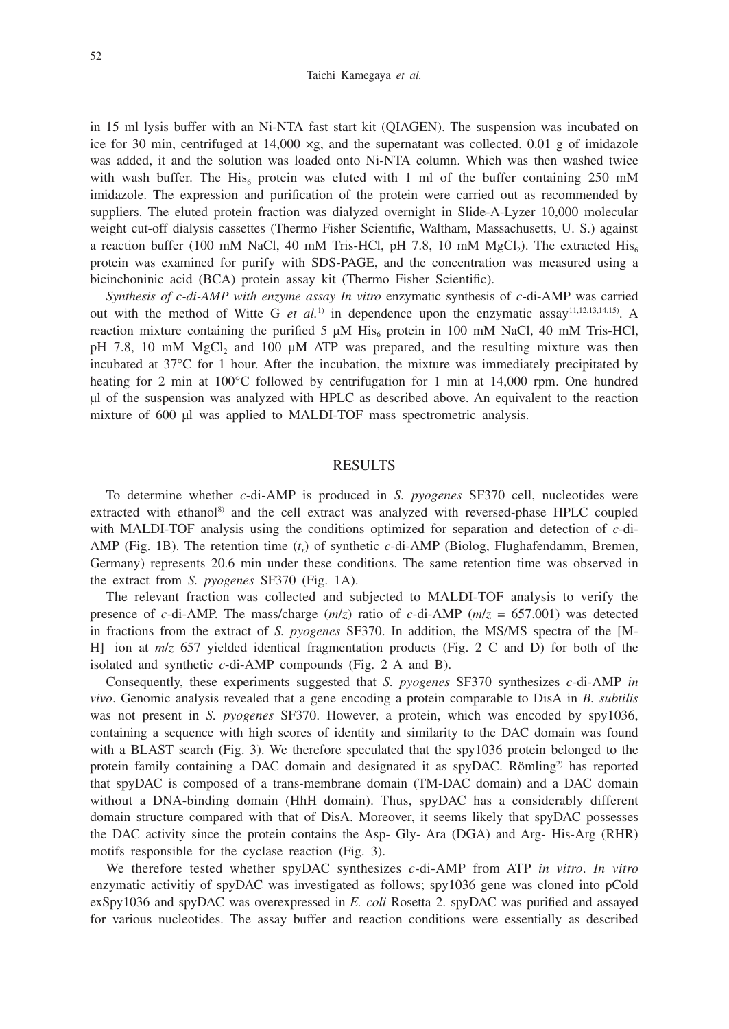in 15 ml lysis buffer with an Ni-NTA fast start kit (QIAGEN). The suspension was incubated on ice for 30 min, centrifuged at 14,000 ×g, and the supernatant was collected. 0.01 g of imidazole was added, it and the solution was loaded onto Ni-NTA column. Which was then washed twice with wash buffer. The $His_6$ protein was eluted with 1 ml of the buffer containing 250 mM imidazole. The expression and purification of the protein were carried out as recommended by suppliers. The eluted protein fraction was dialyzed overnight in Slide-A-Lyzer 10,000 molecular weight cut-off dialysis cassettes (Thermo Fisher Scientific, Waltham, Massachusetts, U. S.) against a reaction buffer (100 mM NaCl, 40 mM Tris-HCl, pH 7.8, 10 mM $MgCl_2$). The extracted $His_6$ protein was examined for purify with SDS-PAGE, and the concentration was measured using a bicinchoninic acid (BCA) protein assay kit (Thermo Fisher Scientific).

*Synthesis of c-di-AMP with enzyme assay In vitro* enzymatic synthesis of *c*-di-AMP was carried out with the method of Witte G *et al.*[1] in dependence upon the enzymatic assay[11,12,13,14,15]. A reaction mixture containing the purified 5 μM $His_6$ protein in 100 mM NaCl, 40 mM Tris-HCl, pH 7.8, 10 mM $MgCl_2$ and 100 μM ATP was prepared, and the resulting mixture was then incubated at 37°C for 1 hour. After the incubation, the mixture was immediately precipitated by heating for 2 min at 100°C followed by centrifugation for 1 min at 14,000 rpm. One hundred μl of the suspension was analyzed with HPLC as described above. An equivalent to the reaction mixture of 600 μl was applied to MALDI-TOF mass spectrometric analysis.

## RESULTS

To determine whether *c*-di-AMP is produced in *S. pyogenes* SF370 cell, nucleotides were extracted with ethanol[8] and the cell extract was analyzed with reversed-phase HPLC coupled with MALDI-TOF analysis using the conditions optimized for separation and detection of *c*-di-AMP (Fig. 1B). The retention time ($t_r$) of synthetic *c*-di-AMP (Biolog, Flughafendamm, Bremen, Germany) represents 20.6 min under these conditions. The same retention time was observed in the extract from *S. pyogenes* SF370 (Fig. 1A).

The relevant fraction was collected and subjected to MALDI-TOF analysis to verify the presence of *c*-di-AMP. The mass/charge (*m*/*z*) ratio of *c*-di-AMP (*m*/*z* = 657.001) was detected in fractions from the extract of *S. pyogenes* SF370. In addition, the MS/MS spectra of the $[M\text{-}H]^-$ ion at *m*/*z* 657 yielded identical fragmentation products (Fig. 2 C and D) for both of the isolated and synthetic *c*-di-AMP compounds (Fig. 2 A and B).

Consequently, these experiments suggested that *S. pyogenes* SF370 synthesizes *c*-di-AMP *in vivo*. Genomic analysis revealed that a gene encoding a protein comparable to DisA in *B. subtilis* was not present in *S. pyogenes* SF370. However, a protein, which was encoded by spy1036, containing a sequence with high scores of identity and similarity to the DAC domain was found with a BLAST search (Fig. 3). We therefore speculated that the spy1036 protein belonged to the protein family containing a DAC domain and designated it as spyDAC. Römling[2] has reported that spyDAC is composed of a trans-membrane domain (TM-DAC domain) and a DAC domain without a DNA-binding domain (HhH domain). Thus, spyDAC has a considerably different domain structure compared with that of DisA. Moreover, it seems likely that spyDAC possesses the DAC activity since the protein contains the Asp- Gly- Ara (DGA) and Arg- His-Arg (RHR) motifs responsible for the cyclase reaction (Fig. 3).

We therefore tested whether spyDAC synthesizes *c*-di-AMP from ATP *in vitro*. *In vitro* enzymatic activitiy of spyDAC was investigated as follows; spy1036 gene was cloned into pCold exSpy1036 and spyDAC was overexpressed in *E. coli* Rosetta 2. spyDAC was purified and assayed for various nucleotides. The assay buffer and reaction conditions were essentially as described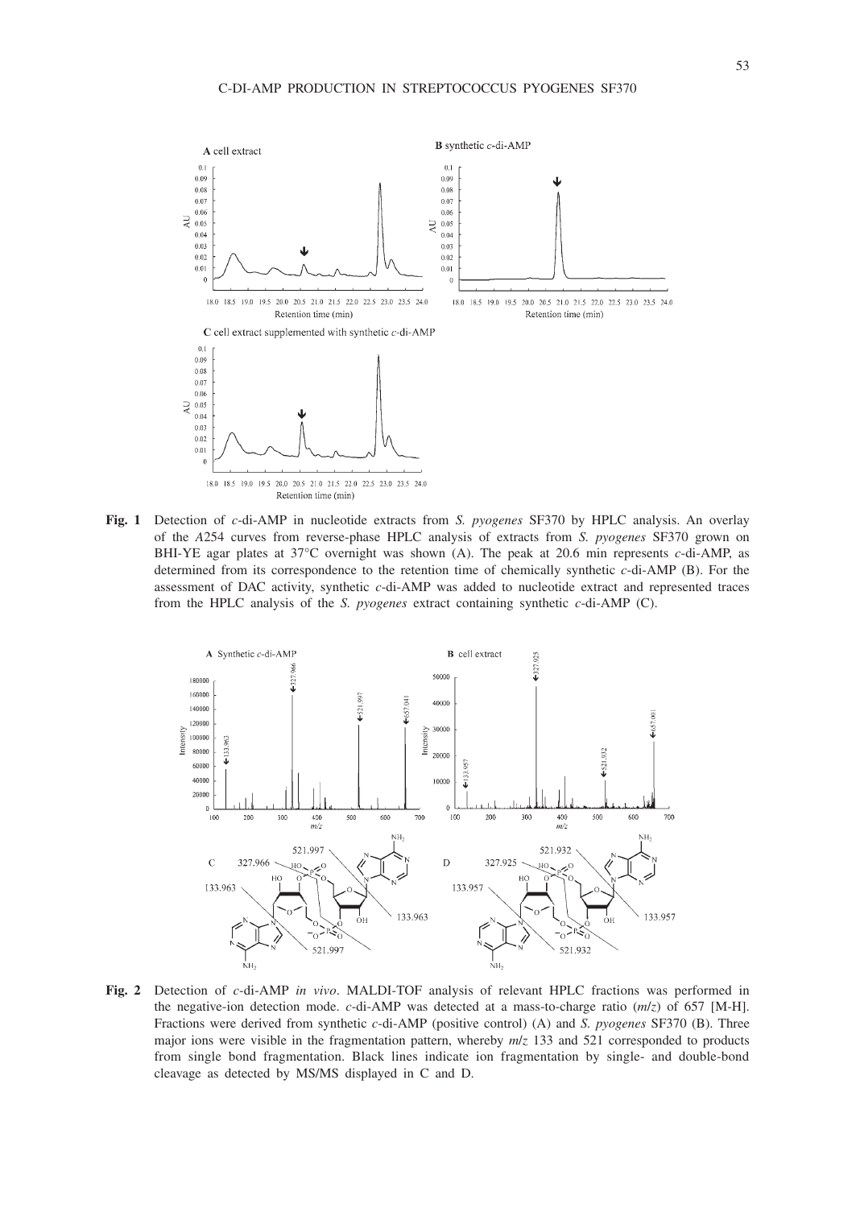**Fig. 1** Detection of *c*-di-AMP in nucleotide extracts from *S. pyogenes* SF370 by HPLC analysis. An overlay of the *A*254 curves from reverse-phase HPLC analysis of extracts from *S. pyogenes* SF370 grown on BHI-YE agar plates at 37°C overnight was shown (A). The peak at 20.6 min represents *c*-di-AMP, as determined from its correspondence to the retention time of chemically synthetic *c*-di-AMP (B). For the assessment of DAC activity, synthetic *c*-di-AMP was added to nucleotide extract and represented traces from the HPLC analysis of the *S. pyogenes* extract containing synthetic *c*-di-AMP (C).

**Fig. 2** Detection of *c*-di-AMP *in vivo*. MALDI-TOF analysis of relevant HPLC fractions was performed in the negative-ion detection mode. *c*-di-AMP was detected at a mass-to-charge ratio (*m*/*z*) of 657 [M-H]. Fractions were derived from synthetic *c*-di-AMP (positive control) (A) and *S. pyogenes* SF370 (B). Three major ions were visible in the fragmentation pattern, whereby *m*/*z* 133 and 521 corresponded to products from single bond fragmentation. Black lines indicate ion fragmentation by single- and double-bond cleavage as detected by MS/MS displayed in C and D.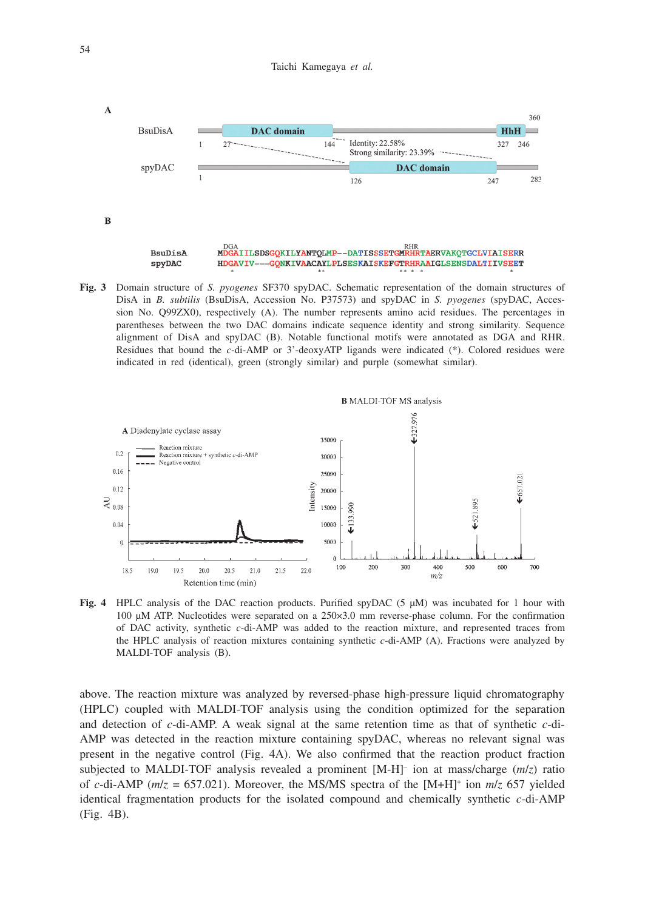**Fig. 3** Domain structure of *S. pyogenes* SF370 spyDAC. Schematic representation of the domain structures of DisA in *B. subtilis* (BsuDisA, Accession No. P37573) and spyDAC in *S. pyogenes* (spyDAC, Accession No. Q99ZX0), respectively (A). The number represents amino acid residues. The percentages in parentheses between the two DAC domains indicate sequence identity and strong similarity. Sequence alignment of DisA and spyDAC (B). Notable functional motifs were annotated as DGA and RHR. Residues that bound the *c*-di-AMP or 3'-deoxyATP ligands were indicated (*). Colored residues were indicated in red (identical), green (strongly similar) and purple (somewhat similar).

**Fig. 4** HPLC analysis of the DAC reaction products. Purified spyDAC (5 μM) was incubated for 1 hour with 100 μM ATP. Nucleotides were separated on a 250×3.0 mm reverse-phase column. For the confirmation of DAC activity, synthetic *c*-di-AMP was added to the reaction mixture, and represented traces from the HPLC analysis of reaction mixtures containing synthetic *c*-di-AMP (A). Fractions were analyzed by MALDI-TOF analysis (B).

above. The reaction mixture was analyzed by reversed-phase high-pressure liquid chromatography (HPLC) coupled with MALDI-TOF analysis using the condition optimized for the separation and detection of *c*-di-AMP. A weak signal at the same retention time as that of synthetic *c*-di-AMP was detected in the reaction mixture containing spyDAC, whereas no relevant signal was present in the negative control (Fig. 4A). We also confirmed that the reaction product fraction subjected to MALDI-TOF analysis revealed a prominent $[M\text{-}H]^-$ ion at mass/charge ($m/z$) ratio of *c*-di-AMP ($m/z$ = 657.021). Moreover, the MS/MS spectra of the $[M\text{+}H]^+$ ion $m/z$ 657 yielded identical fragmentation products for the isolated compound and chemically synthetic *c*-di-AMP (Fig. 4B).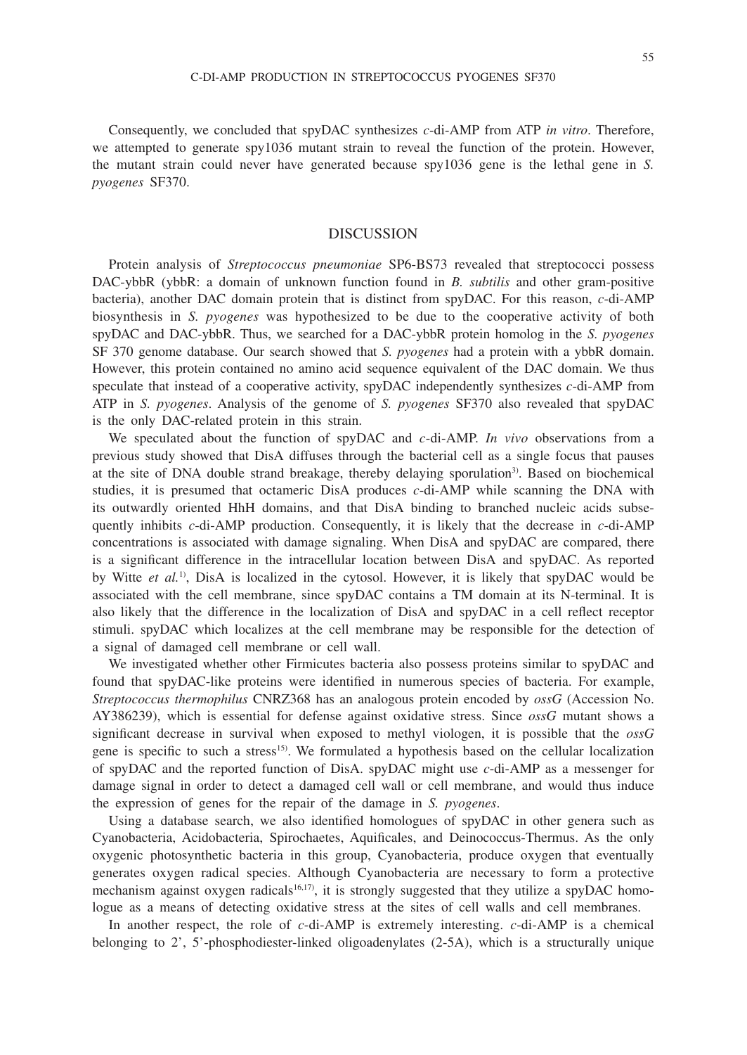Consequently, we concluded that spyDAC synthesizes *c*-di-AMP from ATP *in vitro*. Therefore, we attempted to generate spy1036 mutant strain to reveal the function of the protein. However, the mutant strain could never have generated because spy1036 gene is the lethal gene in *S. pyogenes* SF370.

## DISCUSSION

Protein analysis of *Streptococcus pneumoniae* SP6-BS73 revealed that streptococci possess DAC-ybbR (ybbR: a domain of unknown function found in *B. subtilis* and other gram-positive bacteria), another DAC domain protein that is distinct from spyDAC. For this reason, *c*-di-AMP biosynthesis in *S. pyogenes* was hypothesized to be due to the cooperative activity of both spyDAC and DAC-ybbR. Thus, we searched for a DAC-ybbR protein homolog in the *S. pyogenes* SF 370 genome database. Our search showed that *S. pyogenes* had a protein with a ybbR domain. However, this protein contained no amino acid sequence equivalent of the DAC domain. We thus speculate that instead of a cooperative activity, spyDAC independently synthesizes *c*-di-AMP from ATP in *S. pyogenes*. Analysis of the genome of *S. pyogenes* SF370 also revealed that spyDAC is the only DAC-related protein in this strain.

We speculated about the function of spyDAC and *c*-di-AMP. *In vivo* observations from a previous study showed that DisA diffuses through the bacterial cell as a single focus that pauses at the site of DNA double strand breakage, thereby delaying sporulation[3]. Based on biochemical studies, it is presumed that octameric DisA produces *c*-di-AMP while scanning the DNA with its outwardly oriented HhH domains, and that DisA binding to branched nucleic acids subsequently inhibits *c*-di-AMP production. Consequently, it is likely that the decrease in *c*-di-AMP concentrations is associated with damage signaling. When DisA and spyDAC are compared, there is a significant difference in the intracellular location between DisA and spyDAC. As reported by Witte *et al.*[1], DisA is localized in the cytosol. However, it is likely that spyDAC would be associated with the cell membrane, since spyDAC contains a TM domain at its N-terminal. It is also likely that the difference in the localization of DisA and spyDAC in a cell reflect receptor stimuli. spyDAC which localizes at the cell membrane may be responsible for the detection of a signal of damaged cell membrane or cell wall.

We investigated whether other Firmicutes bacteria also possess proteins similar to spyDAC and found that spyDAC-like proteins were identified in numerous species of bacteria. For example, *Streptococcus thermophilus* CNRZ368 has an analogous protein encoded by *ossG* (Accession No. AY386239), which is essential for defense against oxidative stress. Since *ossG* mutant shows a significant decrease in survival when exposed to methyl viologen, it is possible that the *ossG* gene is specific to such a stress[15]. We formulated a hypothesis based on the cellular localization of spyDAC and the reported function of DisA. spyDAC might use *c*-di-AMP as a messenger for damage signal in order to detect a damaged cell wall or cell membrane, and would thus induce the expression of genes for the repair of the damage in *S. pyogenes*.

Using a database search, we also identified homologues of spyDAC in other genera such as Cyanobacteria, Acidobacteria, Spirochaetes, Aquificales, and Deinococcus-Thermus. As the only oxygenic photosynthetic bacteria in this group, Cyanobacteria, produce oxygen that eventually generates oxygen radical species. Although Cyanobacteria are necessary to form a protective mechanism against oxygen radicals[16,17], it is strongly suggested that they utilize a spyDAC homologue as a means of detecting oxidative stress at the sites of cell walls and cell membranes.

In another respect, the role of *c*-di-AMP is extremely interesting. *c*-di-AMP is a chemical belonging to 2', 5'-phosphodiester-linked oligoadenylates (2-5A), which is a structurally unique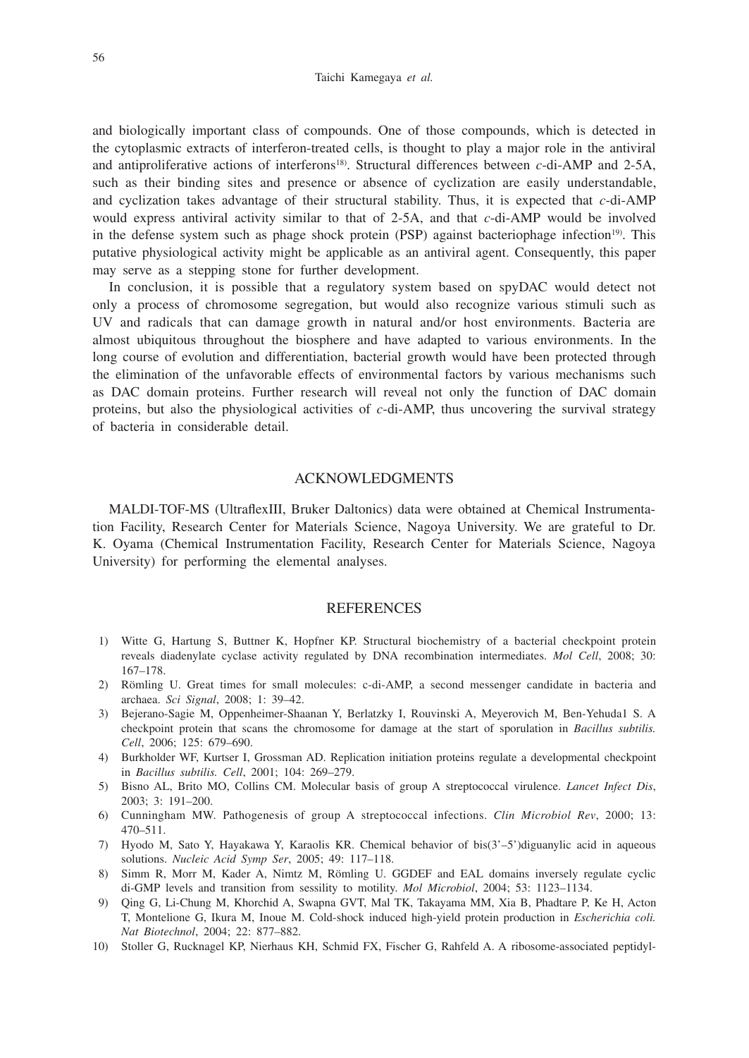and biologically important class of compounds. One of those compounds, which is detected in the cytoplasmic extracts of interferon-treated cells, is thought to play a major role in the antiviral and antiproliferative actions of interferons[18]. Structural differences between *c*-di-AMP and 2-5A, such as their binding sites and presence or absence of cyclization are easily understandable, and cyclization takes advantage of their structural stability. Thus, it is expected that *c*-di-AMP would express antiviral activity similar to that of 2-5A, and that *c*-di-AMP would be involved in the defense system such as phage shock protein (PSP) against bacteriophage infection[19]. This putative physiological activity might be applicable as an antiviral agent. Consequently, this paper may serve as a stepping stone for further development.

In conclusion, it is possible that a regulatory system based on spyDAC would detect not only a process of chromosome segregation, but would also recognize various stimuli such as UV and radicals that can damage growth in natural and/or host environments. Bacteria are almost ubiquitous throughout the biosphere and have adapted to various environments. In the long course of evolution and differentiation, bacterial growth would have been protected through the elimination of the unfavorable effects of environmental factors by various mechanisms such as DAC domain proteins. Further research will reveal not only the function of DAC domain proteins, but also the physiological activities of *c*-di-AMP, thus uncovering the survival strategy of bacteria in considerable detail.

## ACKNOWLEDGMENTS

MALDI-TOF-MS (UltraflexIII, Bruker Daltonics) data were obtained at Chemical Instrumentation Facility, Research Center for Materials Science, Nagoya University. We are grateful to Dr. K. Oyama (Chemical Instrumentation Facility, Research Center for Materials Science, Nagoya University) for performing the elemental analyses.

## REFERENCES

1) Witte G, Hartung S, Buttner K, Hopfner KP. Structural biochemistry of a bacterial checkpoint protein reveals diadenylate cyclase activity regulated by DNA recombination intermediates. *Mol Cell*, 2008; 30: 167–178.
2) Römling U. Great times for small molecules: c-di-AMP, a second messenger candidate in bacteria and archaea. *Sci Signal*, 2008; 1: 39–42.
3) Bejerano-Sagie M, Oppenheimer-Shaanan Y, Berlatzky I, Rouvinski A, Meyerovich M, Ben-Yehuda1 S. A checkpoint protein that scans the chromosome for damage at the start of sporulation in *Bacillus subtilis. Cell*, 2006; 125: 679–690.
4) Burkholder WF, Kurtser I, Grossman AD. Replication initiation proteins regulate a developmental checkpoint in *Bacillus subtilis. Cell*, 2001; 104: 269–279.
5) Bisno AL, Brito MO, Collins CM. Molecular basis of group A streptococcal virulence. *Lancet Infect Dis*, 2003; 3: 191–200.
6) Cunningham MW. Pathogenesis of group A streptococcal infections. *Clin Microbiol Rev*, 2000; 13: 470–511.
7) Hyodo M, Sato Y, Hayakawa Y, Karaolis KR. Chemical behavior of bis(3'–5')diguanylic acid in aqueous solutions. *Nucleic Acid Symp Ser*, 2005; 49: 117–118.
8) Simm R, Morr M, Kader A, Nimtz M, Römling U. GGDEF and EAL domains inversely regulate cyclic di-GMP levels and transition from sessility to motility. *Mol Microbiol*, 2004; 53: 1123–1134.
9) Qing G, Li-Chung M, Khorchid A, Swapna GVT, Mal TK, Takayama MM, Xia B, Phadtare P, Ke H, Acton T, Montelione G, Ikura M, Inoue M. Cold-shock induced high-yield protein production in *Escherichia coli. Nat Biotechnol*, 2004; 22: 877–882.
10) Stoller G, Rucknagel KP, Nierhaus KH, Schmid FX, Fischer G, Rahfeld A. A ribosome-associated peptidyl-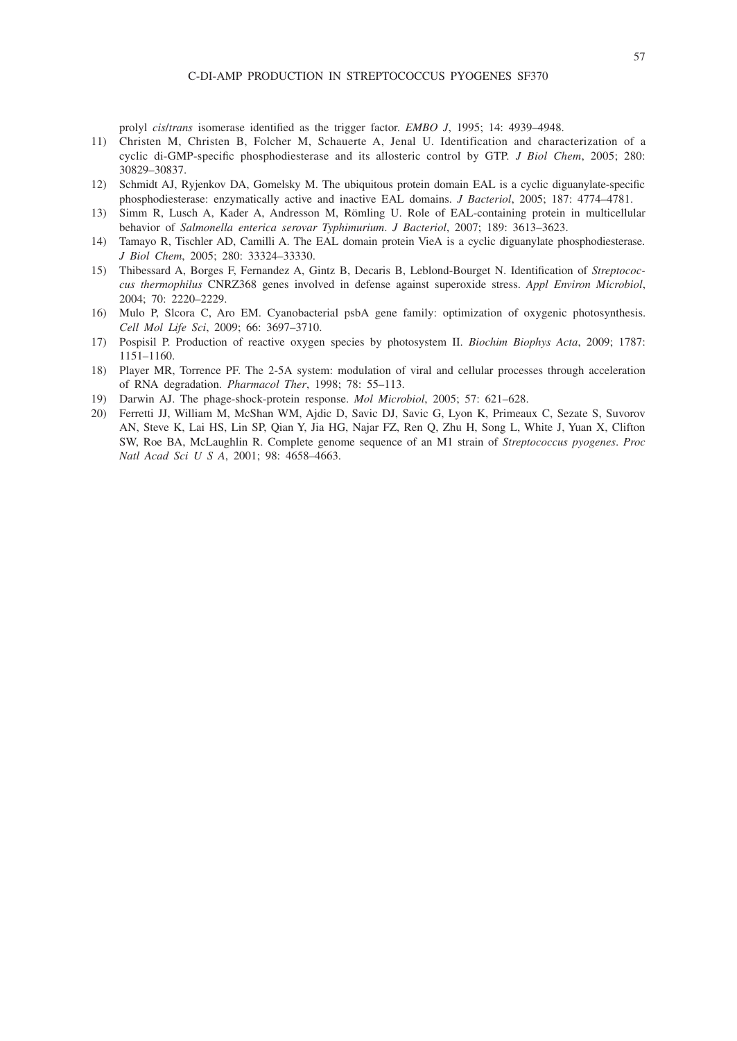prolyl *cis/trans* isomerase identified as the trigger factor. *EMBO J*, 1995; 14: 4939–4948.

11) Christen M, Christen B, Folcher M, Schauerte A, Jenal U. Identification and characterization of a cyclic di-GMP-specific phosphodiesterase and its allosteric control by GTP. *J Biol Chem*, 2005; 280: 30829–30837.
12) Schmidt AJ, Ryjenkov DA, Gomelsky M. The ubiquitous protein domain EAL is a cyclic diguanylate-specific phosphodiesterase: enzymatically active and inactive EAL domains. *J Bacteriol*, 2005; 187: 4774–4781.
13) Simm R, Lusch A, Kader A, Andresson M, Römling U. Role of EAL-containing protein in multicellular behavior of *Salmonella enterica serovar Typhimurium*. *J Bacteriol*, 2007; 189: 3613–3623.
14) Tamayo R, Tischler AD, Camilli A. The EAL domain protein VieA is a cyclic diguanylate phosphodiesterase. *J Biol Chem*, 2005; 280: 33324–33330.
15) Thibessard A, Borges F, Fernandez A, Gintz B, Decaris B, Leblond-Bourget N. Identification of *Streptococcus thermophilus* CNRZ368 genes involved in defense against superoxide stress. *Appl Environ Microbiol*, 2004; 70: 2220–2229.
16) Mulo P, Slcora C, Aro EM. Cyanobacterial psbA gene family: optimization of oxygenic photosynthesis. *Cell Mol Life Sci*, 2009; 66: 3697–3710.
17) Pospisil P. Production of reactive oxygen species by photosystem II. *Biochim Biophys Acta*, 2009; 1787: 1151–1160.
18) Player MR, Torrence PF. The 2-5A system: modulation of viral and cellular processes through acceleration of RNA degradation. *Pharmacol Ther*, 1998; 78: 55–113.
19) Darwin AJ. The phage-shock-protein response. *Mol Microbiol*, 2005; 57: 621–628.
20) Ferretti JJ, William M, McShan WM, Ajdic D, Savic DJ, Savic G, Lyon K, Primeaux C, Sezate S, Suvorov AN, Steve K, Lai HS, Lin SP, Qian Y, Jia HG, Najar FZ, Ren Q, Zhu H, Song L, White J, Yuan X, Clifton SW, Roe BA, McLaughlin R. Complete genome sequence of an M1 strain of *Streptococcus pyogenes*. *Proc Natl Acad Sci U S A*, 2001; 98: 4658–4663.